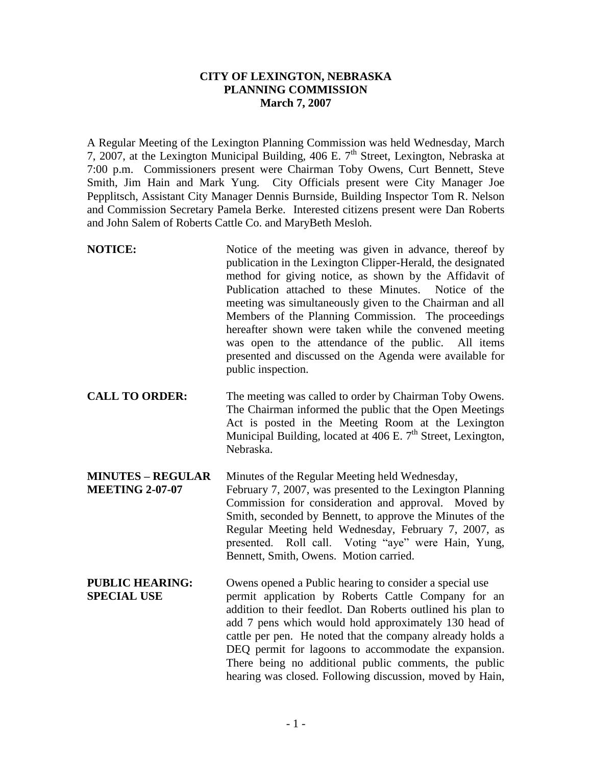**CITY OF LEXINGTON, NEBRASKA**
**PLANNING COMMISSION**
**March 7, 2007**

A Regular Meeting of the Lexington Planning Commission was held Wednesday, March 7, 2007, at the Lexington Municipal Building, 406 E. 7th Street, Lexington, Nebraska at 7:00 p.m. Commissioners present were Chairman Toby Owens, Curt Bennett, Steve Smith, Jim Hain and Mark Yung. City Officials present were City Manager Joe Pepplitsch, Assistant City Manager Dennis Burnside, Building Inspector Tom R. Nelson and Commission Secretary Pamela Berke. Interested citizens present were Dan Roberts and John Salem of Roberts Cattle Co. and MaryBeth Mesloh.

**NOTICE:** Notice of the meeting was given in advance, thereof by publication in the Lexington Clipper-Herald, the designated method for giving notice, as shown by the Affidavit of Publication attached to these Minutes. Notice of the meeting was simultaneously given to the Chairman and all Members of the Planning Commission. The proceedings hereafter shown were taken while the convened meeting was open to the attendance of the public. All items presented and discussed on the Agenda were available for public inspection.

**CALL TO ORDER:** The meeting was called to order by Chairman Toby Owens. The Chairman informed the public that the Open Meetings Act is posted in the Meeting Room at the Lexington Municipal Building, located at 406 E. 7th Street, Lexington, Nebraska.

**MINUTES – REGULAR MEETING 2-07-07** Minutes of the Regular Meeting held Wednesday, February 7, 2007, was presented to the Lexington Planning Commission for consideration and approval. Moved by Smith, seconded by Bennett, to approve the Minutes of the Regular Meeting held Wednesday, February 7, 2007, as presented. Roll call. Voting "aye" were Hain, Yung, Bennett, Smith, Owens. Motion carried.

**PUBLIC HEARING: SPECIAL USE** Owens opened a Public hearing to consider a special use permit application by Roberts Cattle Company for an addition to their feedlot. Dan Roberts outlined his plan to add 7 pens which would hold approximately 130 head of cattle per pen. He noted that the company already holds a DEQ permit for lagoons to accommodate the expansion. There being no additional public comments, the public hearing was closed. Following discussion, moved by Hain,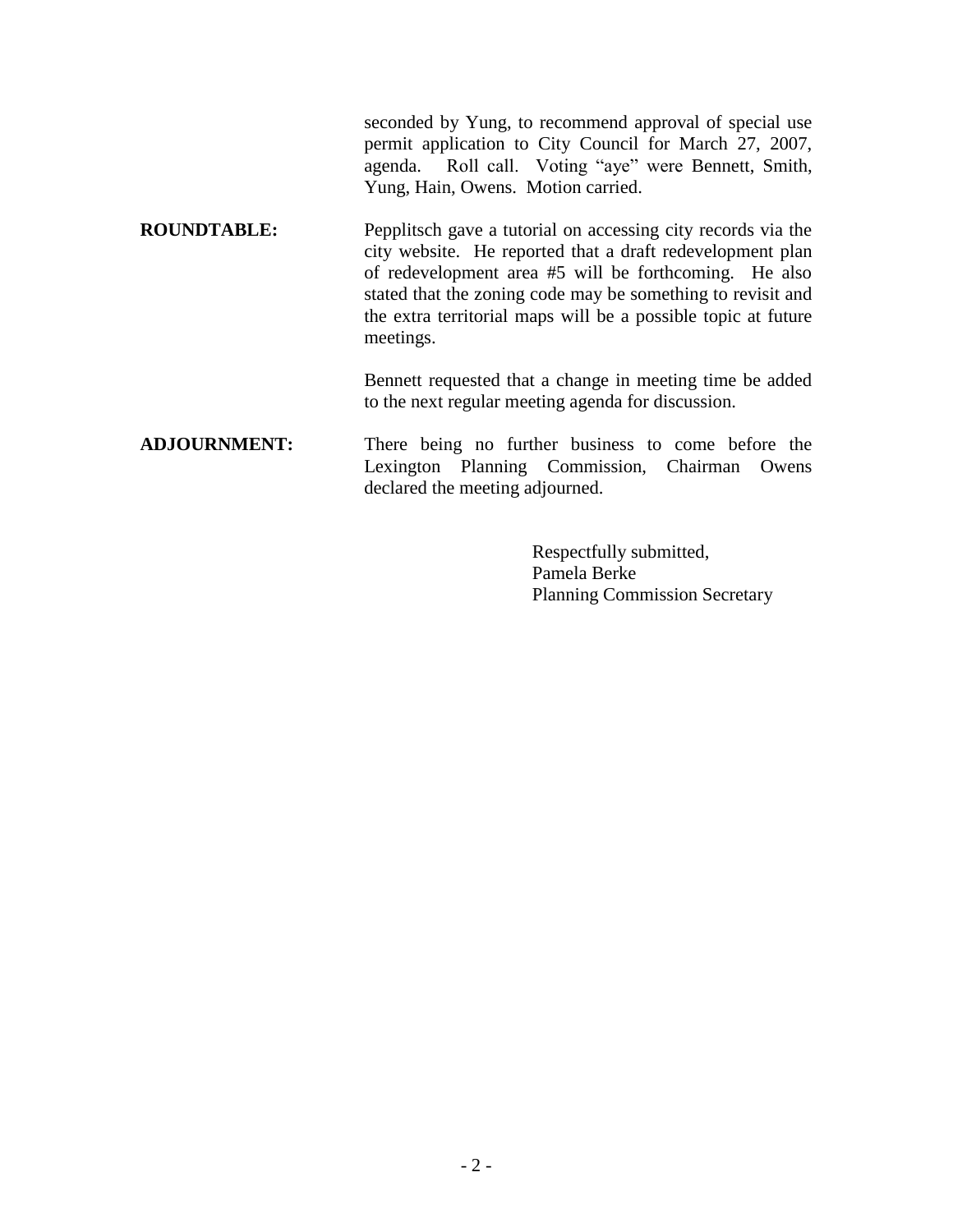seconded by Yung, to recommend approval of special use permit application to City Council for March 27, 2007, agenda. Roll call. Voting "aye" were Bennett, Smith, Yung, Hain, Owens. Motion carried.

**ROUNDTABLE:** Pepplitsch gave a tutorial on accessing city records via the city website. He reported that a draft redevelopment plan of redevelopment area #5 will be forthcoming. He also stated that the zoning code may be something to revisit and the extra territorial maps will be a possible topic at future meetings.

Bennett requested that a change in meeting time be added to the next regular meeting agenda for discussion.

**ADJOURNMENT:** There being no further business to come before the Lexington Planning Commission, Chairman Owens declared the meeting adjourned.

Respectfully submitted,
Pamela Berke
Planning Commission Secretary